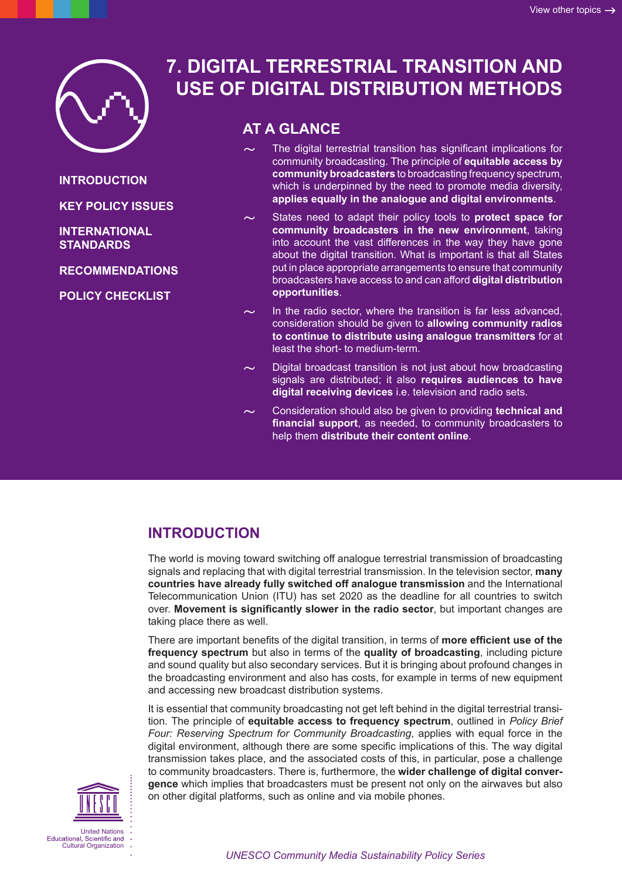# 7. DIGITAL TERRESTRIAL TRANSITION AND USE OF DIGITAL DISTRIBUTION METHODS

INTRODUCTION

KEY POLICY ISSUES

INTERNATIONAL STANDARDS

RECOMMENDATIONS

POLICY CHECKLIST

## AT A GLANCE

- The digital terrestrial transition has significant implications for community broadcasting. The principle of **equitable access by community broadcasters** to broadcasting frequency spectrum, which is underpinned by the need to promote media diversity, **applies equally in the analogue and digital environments**.
- States need to adapt their policy tools to **protect space for community broadcasters in the new environment**, taking into account the vast differences in the way they have gone about the digital transition. What is important is that all States put in place appropriate arrangements to ensure that community broadcasters have access to and can afford **digital distribution opportunities**.
- In the radio sector, where the transition is far less advanced, consideration should be given to **allowing community radios to continue to distribute using analogue transmitters** for at least the short- to medium-term.
- Digital broadcast transition is not just about how broadcasting signals are distributed; it also **requires audiences to have digital receiving devices** i.e. television and radio sets.
- Consideration should also be given to providing **technical and financial support**, as needed, to community broadcasters to help them **distribute their content online**.

## INTRODUCTION

The world is moving toward switching off analogue terrestrial transmission of broadcasting signals and replacing that with digital terrestrial transmission. In the television sector, **many countries have already fully switched off analogue transmission** and the International Telecommunication Union (ITU) has set 2020 as the deadline for all countries to switch over. **Movement is significantly slower in the radio sector**, but important changes are taking place there as well.

There are important benefits of the digital transition, in terms of **more efficient use of the frequency spectrum** but also in terms of the **quality of broadcasting**, including picture and sound quality but also secondary services. But it is bringing about profound changes in the broadcasting environment and also has costs, for example in terms of new equipment and accessing new broadcast distribution systems.

It is essential that community broadcasting not get left behind in the digital terrestrial transition. The principle of **equitable access to frequency spectrum**, outlined in *Policy Brief Four: Reserving Spectrum for Community Broadcasting*, applies with equal force in the digital environment, although there are some specific implications of this. The way digital transmission takes place, and the associated costs of this, in particular, pose a challenge to community broadcasters. There is, furthermore, the **wider challenge of digital convergence** which implies that broadcasters must be present not only on the airwaves but also on other digital platforms, such as online and via mobile phones.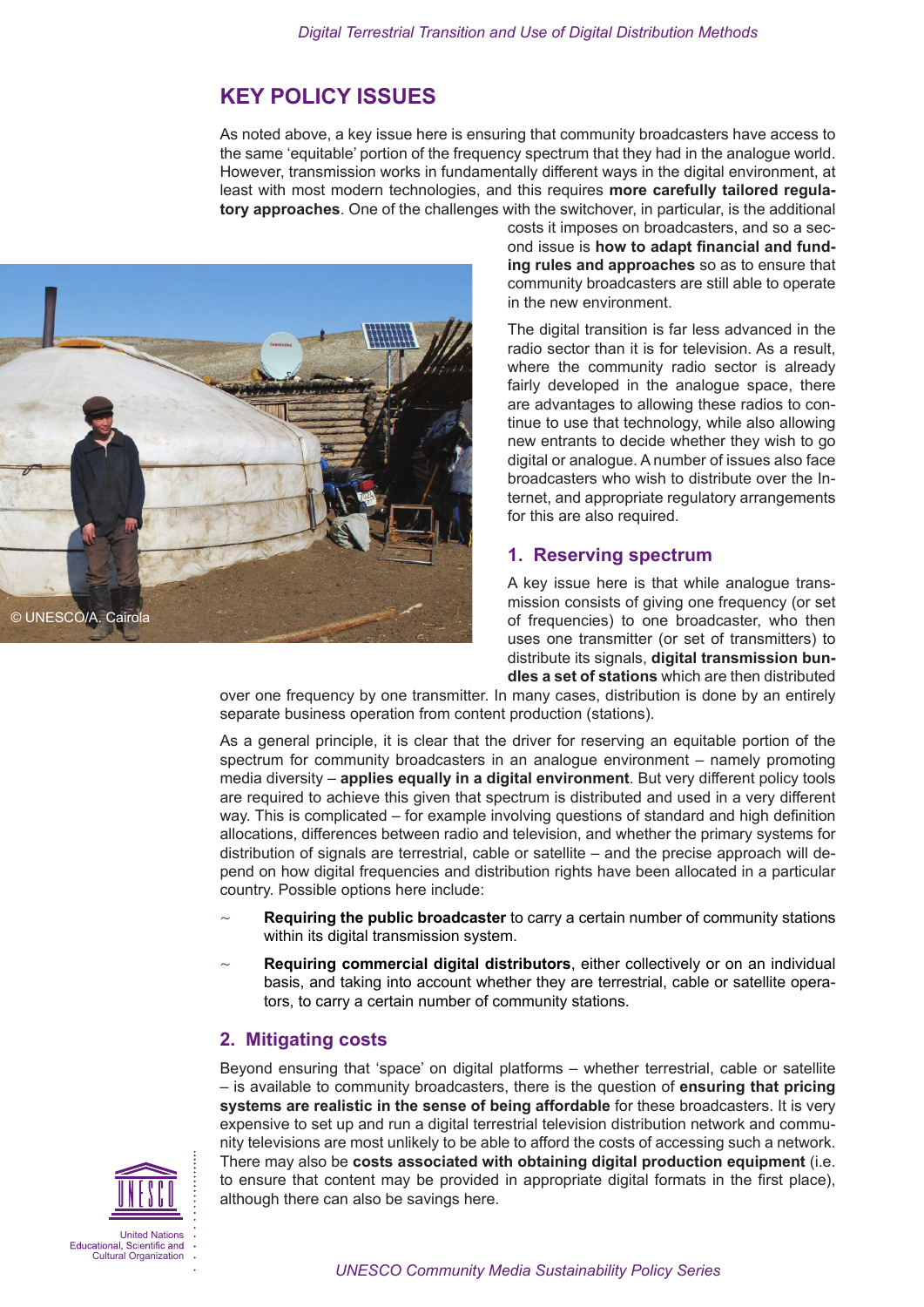## KEY POLICY ISSUES

As noted above, a key issue here is ensuring that community broadcasters have access to the same 'equitable' portion of the frequency spectrum that they had in the analogue world. However, transmission works in fundamentally different ways in the digital environment, at least with most modern technologies, and this requires **more carefully tailored regulatory approaches**. One of the challenges with the switchover, in particular, is the additional costs it imposes on broadcasters, and so a second issue is **how to adapt financial and funding rules and approaches** so as to ensure that community broadcasters are still able to operate in the new environment.

© UNESCO/A. Cairola

The digital transition is far less advanced in the radio sector than it is for television. As a result, where the community radio sector is already fairly developed in the analogue space, there are advantages to allowing these radios to continue to use that technology, while also allowing new entrants to decide whether they wish to go digital or analogue. A number of issues also face broadcasters who wish to distribute over the Internet, and appropriate regulatory arrangements for this are also required.

### 1. Reserving spectrum

A key issue here is that while analogue transmission consists of giving one frequency (or set of frequencies) to one broadcaster, who then uses one transmitter (or set of transmitters) to distribute its signals, **digital transmission bundles a set of stations** which are then distributed over one frequency by one transmitter. In many cases, distribution is done by an entirely separate business operation from content production (stations).

As a general principle, it is clear that the driver for reserving an equitable portion of the spectrum for community broadcasters in an analogue environment – namely promoting media diversity – **applies equally in a digital environment**. But very different policy tools are required to achieve this given that spectrum is distributed and used in a very different way. This is complicated – for example involving questions of standard and high definition allocations, differences between radio and television, and whether the primary systems for distribution of signals are terrestrial, cable or satellite – and the precise approach will depend on how digital frequencies and distribution rights have been allocated in a particular country. Possible options here include:

- **Requiring the public broadcaster** to carry a certain number of community stations within its digital transmission system.
- **Requiring commercial digital distributors**, either collectively or on an individual basis, and taking into account whether they are terrestrial, cable or satellite operators, to carry a certain number of community stations.

### 2. Mitigating costs

Beyond ensuring that 'space' on digital platforms – whether terrestrial, cable or satellite – is available to community broadcasters, there is the question of **ensuring that pricing systems are realistic in the sense of being affordable** for these broadcasters. It is very expensive to set up and run a digital terrestrial television distribution network and community televisions are most unlikely to be able to afford the costs of accessing such a network. There may also be **costs associated with obtaining digital production equipment** (i.e. to ensure that content may be provided in appropriate digital formats in the first place), although there can also be savings here.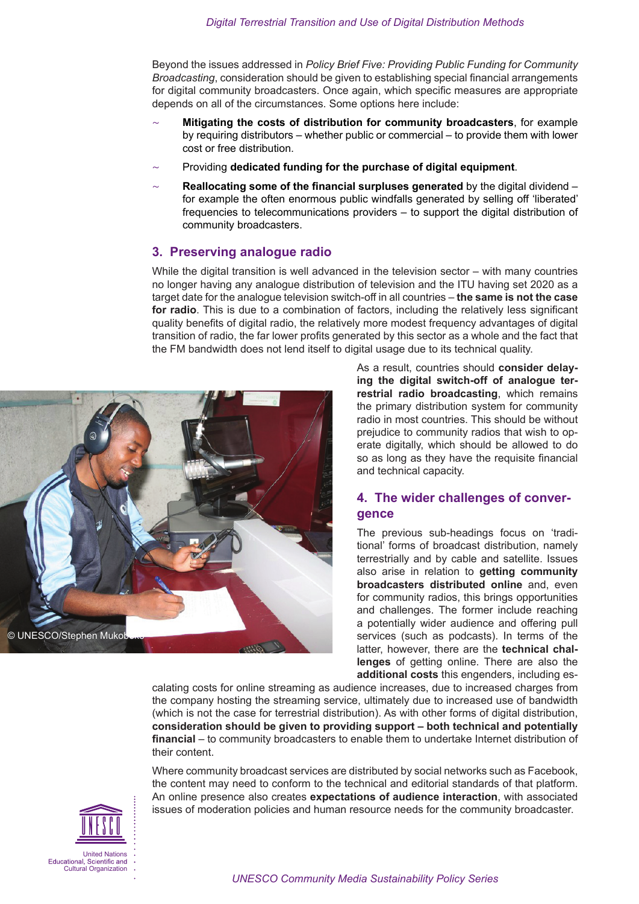Beyond the issues addressed in *Policy Brief Five: Providing Public Funding for Community Broadcasting*, consideration should be given to establishing special financial arrangements for digital community broadcasters. Once again, which specific measures are appropriate depends on all of the circumstances. Some options here include:

- **Mitigating the costs of distribution for community broadcasters**, for example by requiring distributors – whether public or commercial – to provide them with lower cost or free distribution.
- Providing **dedicated funding for the purchase of digital equipment**.
- **Reallocating some of the financial surpluses generated** by the digital dividend – for example the often enormous public windfalls generated by selling off 'liberated' frequencies to telecommunications providers – to support the digital distribution of community broadcasters.

## 3. Preserving analogue radio

While the digital transition is well advanced in the television sector – with many countries no longer having any analogue distribution of television and the ITU having set 2020 as a target date for the analogue television switch-off in all countries – **the same is not the case for radio**. This is due to a combination of factors, including the relatively less significant quality benefits of digital radio, the relatively more modest frequency advantages of digital transition of radio, the far lower profits generated by this sector as a whole and the fact that the FM bandwidth does not lend itself to digital usage due to its technical quality.

As a result, countries should **consider delaying the digital switch-off of analogue terrestrial radio broadcasting**, which remains the primary distribution system for community radio in most countries. This should be without prejudice to community radios that wish to operate digitally, which should be allowed to do so as long as they have the requisite financial and technical capacity.

© UNESCO/Stephen Mukobo

## 4. The wider challenges of convergence

The previous sub-headings focus on 'traditional' forms of broadcast distribution, namely terrestrially and by cable and satellite. Issues also arise in relation to **getting community broadcasters distributed online** and, even for community radios, this brings opportunities and challenges. The former include reaching a potentially wider audience and offering pull services (such as podcasts). In terms of the latter, however, there are the **technical challenges** of getting online. There are also the **additional costs** this engenders, including escalating costs for online streaming as audience increases, due to increased charges from the company hosting the streaming service, ultimately due to increased use of bandwidth (which is not the case for terrestrial distribution). As with other forms of digital distribution, **consideration should be given to providing support – both technical and potentially financial** – to community broadcasters to enable them to undertake Internet distribution of their content.

Where community broadcast services are distributed by social networks such as Facebook, the content may need to conform to the technical and editorial standards of that platform. An online presence also creates **expectations of audience interaction**, with associated issues of moderation policies and human resource needs for the community broadcaster.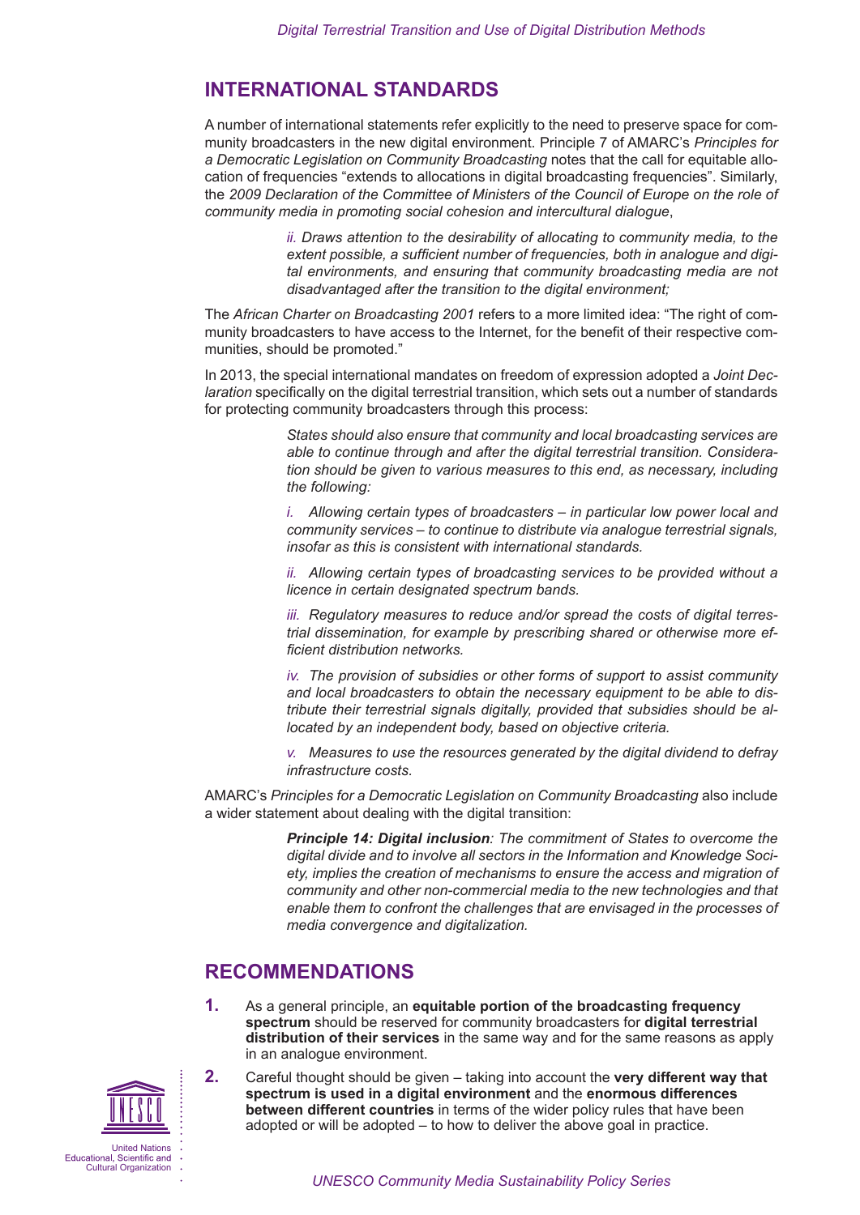## INTERNATIONAL STANDARDS

A number of international statements refer explicitly to the need to preserve space for community broadcasters in the new digital environment. Principle 7 of AMARC's *Principles for a Democratic Legislation on Community Broadcasting* notes that the call for equitable allocation of frequencies "extends to allocations in digital broadcasting frequencies". Similarly, the *2009 Declaration of the Committee of Ministers of the Council of Europe on the role of community media in promoting social cohesion and intercultural dialogue*,

> *ii. Draws attention to the desirability of allocating to community media, to the extent possible, a sufficient number of frequencies, both in analogue and digital environments, and ensuring that community broadcasting media are not disadvantaged after the transition to the digital environment;*

The *African Charter on Broadcasting 2001* refers to a more limited idea: "The right of community broadcasters to have access to the Internet, for the benefit of their respective communities, should be promoted."

In 2013, the special international mandates on freedom of expression adopted a *Joint Declaration* specifically on the digital terrestrial transition, which sets out a number of standards for protecting community broadcasters through this process:

> *States should also ensure that community and local broadcasting services are able to continue through and after the digital terrestrial transition. Consideration should be given to various measures to this end, as necessary, including the following:*
>
> *i. Allowing certain types of broadcasters – in particular low power local and community services – to continue to distribute via analogue terrestrial signals, insofar as this is consistent with international standards.*
>
> *ii. Allowing certain types of broadcasting services to be provided without a licence in certain designated spectrum bands.*
>
> *iii. Regulatory measures to reduce and/or spread the costs of digital terrestrial dissemination, for example by prescribing shared or otherwise more efficient distribution networks.*
>
> *iv. The provision of subsidies or other forms of support to assist community and local broadcasters to obtain the necessary equipment to be able to distribute their terrestrial signals digitally, provided that subsidies should be allocated by an independent body, based on objective criteria.*
>
> *v. Measures to use the resources generated by the digital dividend to defray infrastructure costs.*

AMARC's *Principles for a Democratic Legislation on Community Broadcasting* also include a wider statement about dealing with the digital transition:

> ***Principle 14: Digital inclusion**: The commitment of States to overcome the digital divide and to involve all sectors in the Information and Knowledge Society, implies the creation of mechanisms to ensure the access and migration of community and other non-commercial media to the new technologies and that enable them to confront the challenges that are envisaged in the processes of media convergence and digitalization.*

## RECOMMENDATIONS

1. As a general principle, an **equitable portion of the broadcasting frequency spectrum** should be reserved for community broadcasters for **digital terrestrial distribution of their services** in the same way and for the same reasons as apply in an analogue environment.
2. Careful thought should be given – taking into account the **very different way that spectrum is used in a digital environment** and the **enormous differences between different countries** in terms of the wider policy rules that have been adopted or will be adopted – to how to deliver the above goal in practice.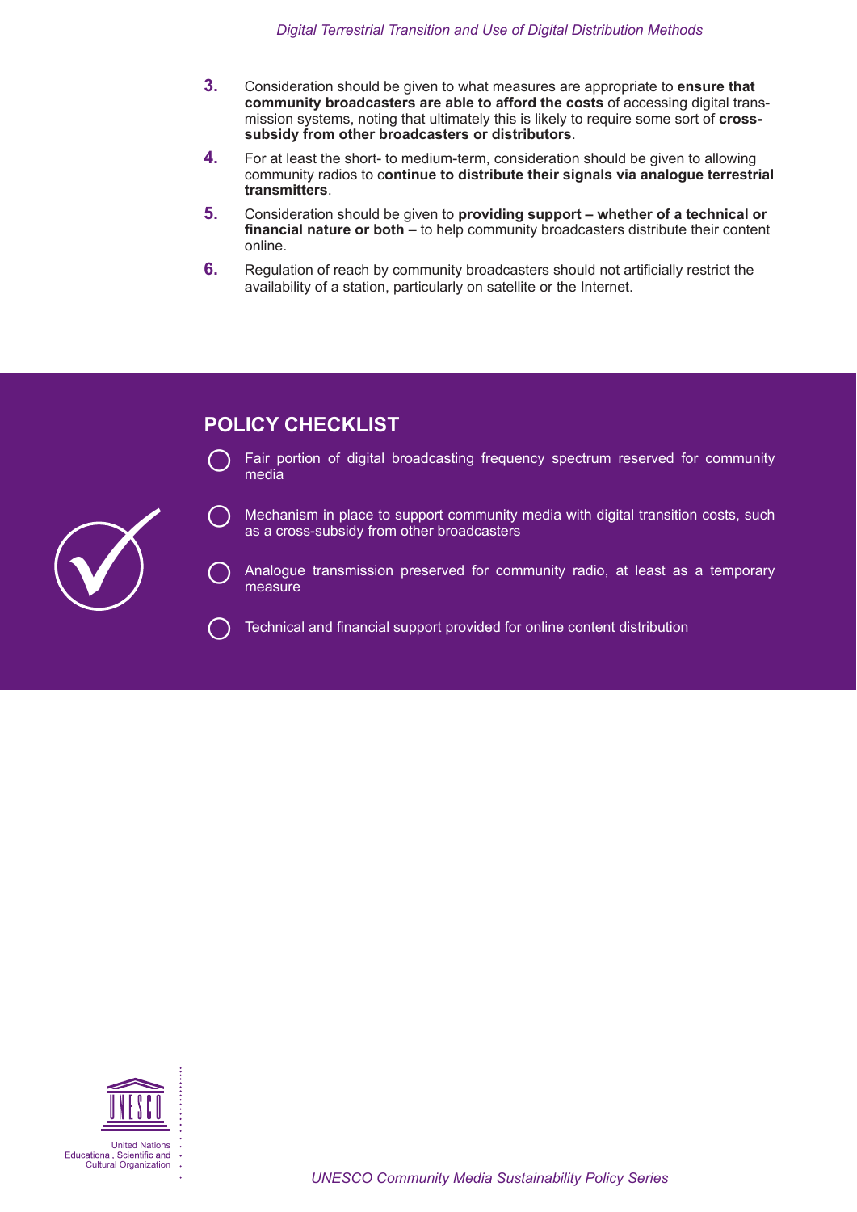3. Consideration should be given to what measures are appropriate to **ensure that community broadcasters are able to afford the costs** of accessing digital transmission systems, noting that ultimately this is likely to require some sort of **cross-subsidy from other broadcasters or distributors**.
4. For at least the short- to medium-term, consideration should be given to allowing community radios to c**ontinue to distribute their signals via analogue terrestrial transmitters**.
5. Consideration should be given to **providing support – whether of a technical or financial nature or both** – to help community broadcasters distribute their content online.
6. Regulation of reach by community broadcasters should not artificially restrict the availability of a station, particularly on satellite or the Internet.

## POLICY CHECKLIST

- ◯ Fair portion of digital broadcasting frequency spectrum reserved for community media
- ◯ Mechanism in place to support community media with digital transition costs, such as a cross-subsidy from other broadcasters
- ◯ Analogue transmission preserved for community radio, at least as a temporary measure
- ◯ Technical and financial support provided for online content distribution